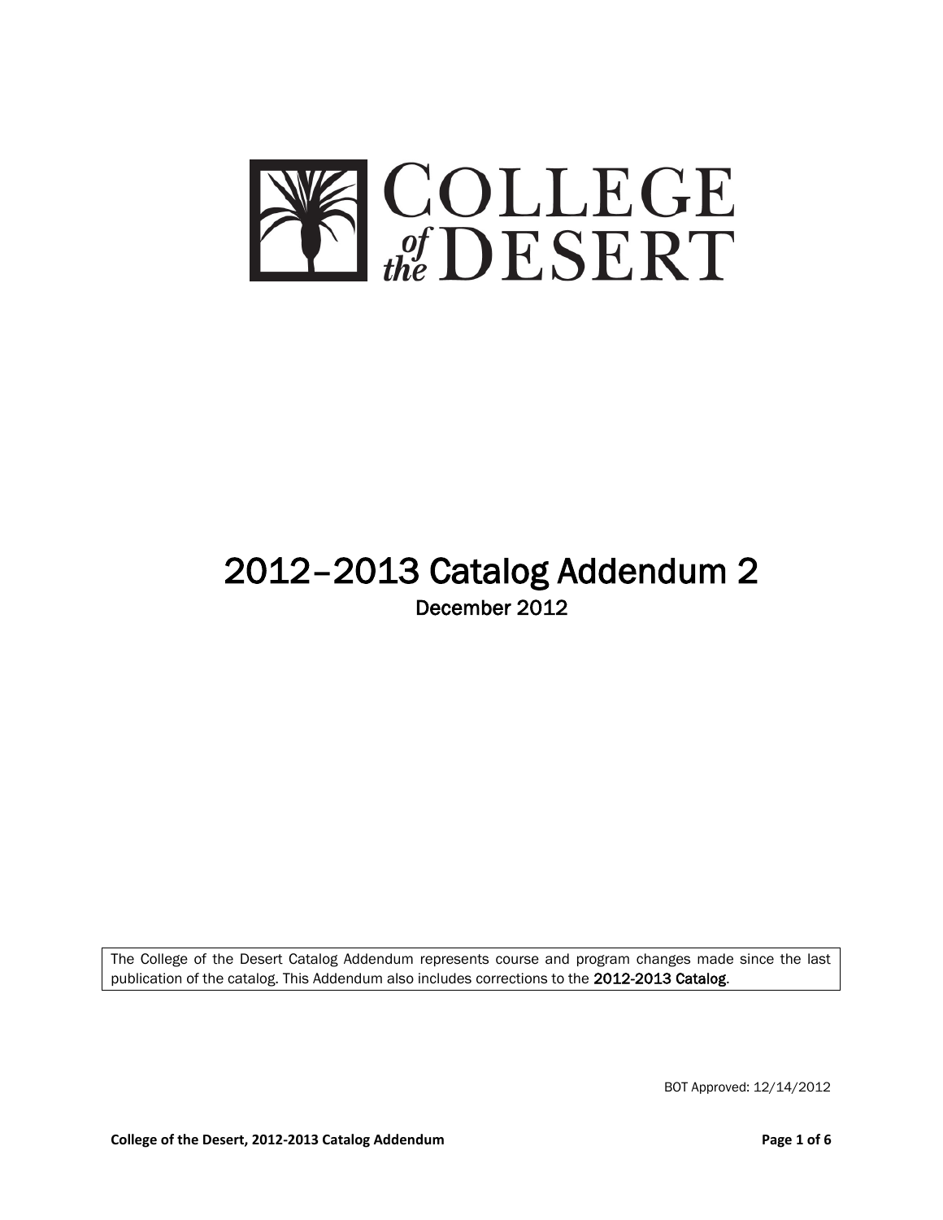# COLLEGE of the DESERT

# 2012–2013 Catalog Addendum 2

December 2012

The College of the Desert Catalog Addendum represents course and program changes made since the last publication of the catalog. This Addendum also includes corrections to the **2012-2013 Catalog**.

BOT Approved: 12/14/2012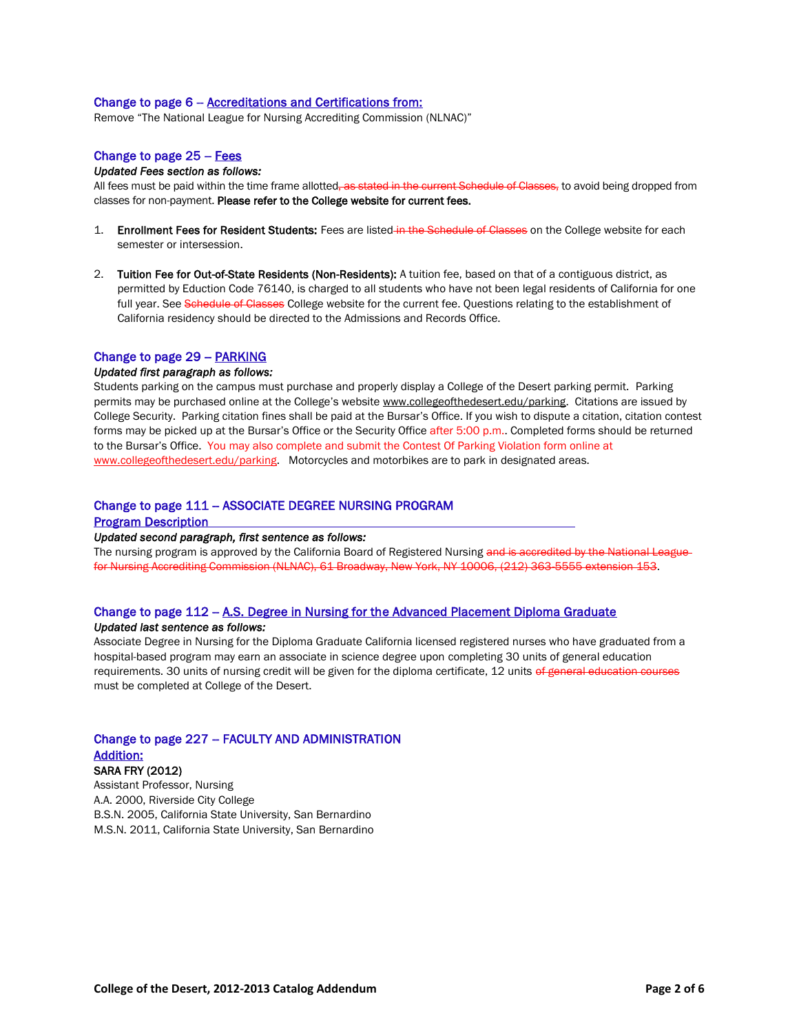## Change to page 6 – Accreditations and Certifications from:

Remove "The National League for Nursing Accrediting Commission (NLNAC)"

## Change to page 25 – Fees

***Updated Fees section as follows:***

All fees must be paid within the time frame allotted~~, as stated in the current Schedule of Classes,~~ to avoid being dropped from classes for non-payment. **Please refer to the College website for current fees.**

1. **Enrollment Fees for Resident Students:** Fees are listed ~~in the Schedule of Classes~~ on the College website for each semester or intersession.

2. **Tuition Fee for Out-of-State Residents (Non-Residents):** A tuition fee, based on that of a contiguous district, as permitted by Eduction Code 76140, is charged to all students who have not been legal residents of California for one full year. See ~~Schedule of Classes~~ College website for the current fee. Questions relating to the establishment of California residency should be directed to the Admissions and Records Office.

## Change to page 29 – PARKING

***Updated first paragraph as follows:***

Students parking on the campus must purchase and properly display a College of the Desert parking permit. Parking permits may be purchased online at the College's website www.collegeofthedesert.edu/parking. Citations are issued by College Security. Parking citation fines shall be paid at the Bursar's Office. If you wish to dispute a citation, citation contest forms may be picked up at the Bursar's Office or the Security Office after 5:00 p.m.. Completed forms should be returned to the Bursar's Office. You may also complete and submit the Contest Of Parking Violation form online at www.collegeofthedesert.edu/parking. Motorcycles and motorbikes are to park in designated areas.

## Change to page 111 – ASSOCIATE DEGREE NURSING PROGRAM

### Program Description

***Updated second paragraph, first sentence as follows:***

The nursing program is approved by the California Board of Registered Nursing ~~and is accredited by the National League for Nursing Accrediting Commission (NLNAC), 61 Broadway, New York, NY 10006, (212) 363-5555 extension 153~~.

## Change to page 112 – A.S. Degree in Nursing for the Advanced Placement Diploma Graduate

***Updated last sentence as follows:***

Associate Degree in Nursing for the Diploma Graduate California licensed registered nurses who have graduated from a hospital-based program may earn an associate in science degree upon completing 30 units of general education requirements. 30 units of nursing credit will be given for the diploma certificate, 12 units ~~of general education courses~~ must be completed at College of the Desert.

## Change to page 227 – FACULTY AND ADMINISTRATION

### Addition:

**SARA FRY (2012)**
Assistant Professor, Nursing
A.A. 2000, Riverside City College
B.S.N. 2005, California State University, San Bernardino
M.S.N. 2011, California State University, San Bernardino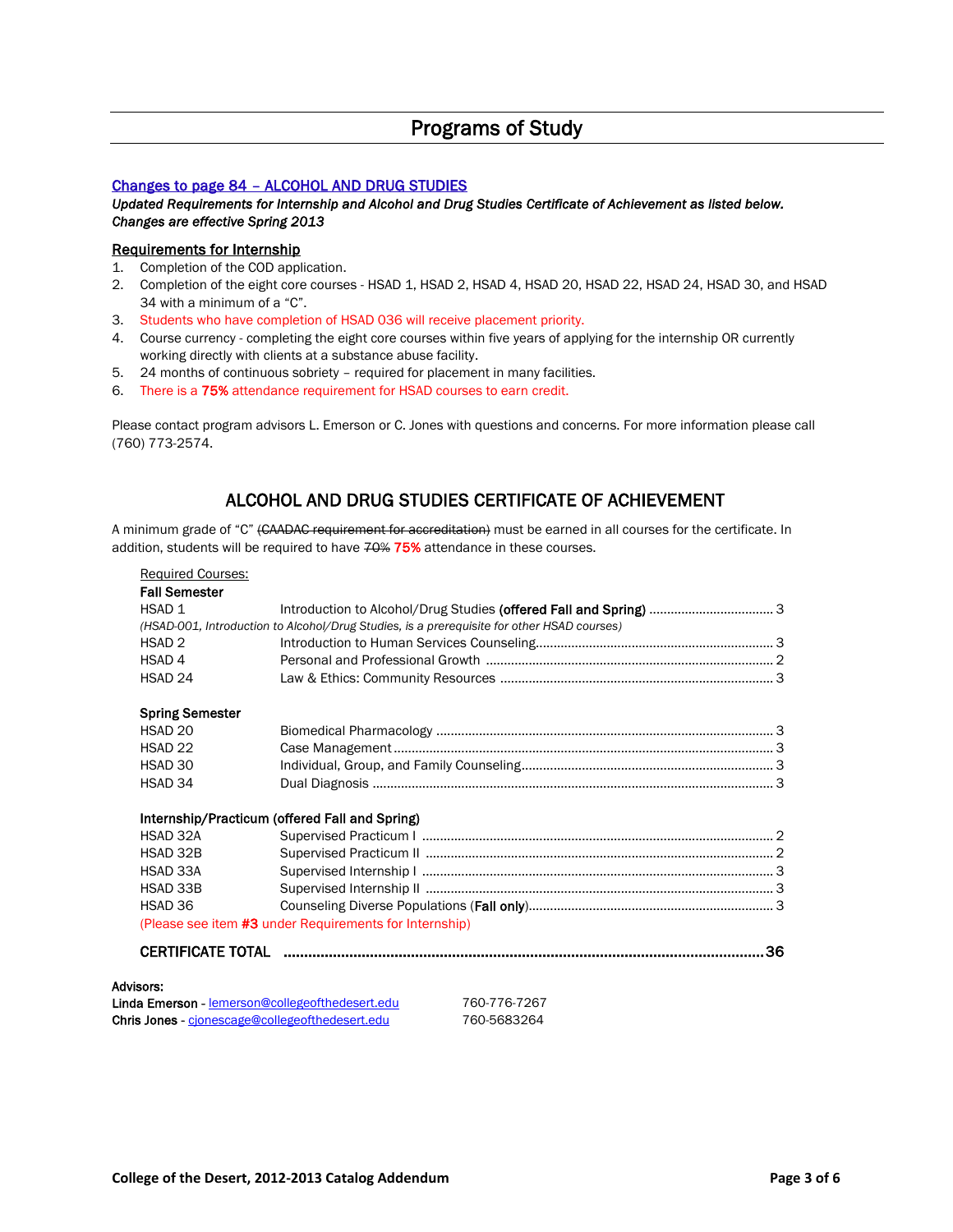# Programs of Study

## Changes to page 84 – ALCOHOL AND DRUG STUDIES

***Updated Requirements for Internship and Alcohol and Drug Studies Certificate of Achievement as listed below. Changes are effective Spring 2013***

### Requirements for Internship

1. Completion of the COD application.
2. Completion of the eight core courses - HSAD 1, HSAD 2, HSAD 4, HSAD 20, HSAD 22, HSAD 24, HSAD 30, and HSAD 34 with a minimum of a "C".
3. Students who have completion of HSAD 036 will receive placement priority.
4. Course currency - completing the eight core courses within five years of applying for the internship OR currently working directly with clients at a substance abuse facility.
5. 24 months of continuous sobriety – required for placement in many facilities.
6. There is a **75%** attendance requirement for HSAD courses to earn credit.

Please contact program advisors L. Emerson or C. Jones with questions and concerns. For more information please call (760) 773-2574.

## ALCOHOL AND DRUG STUDIES CERTIFICATE OF ACHIEVEMENT

A minimum grade of "C" ~~(CAADAC requirement for accreditation)~~ must be earned in all courses for the certificate. In addition, students will be required to have ~~70%~~ **75%** attendance in these courses.

Required Courses:

**Fall Semester**

| Course | Title | Units |
|---|---|---|
| HSAD 1 | Introduction to Alcohol/Drug Studies **(offered Fall and Spring)** | 3 |
| *(HSAD-001, Introduction to Alcohol/Drug Studies, is a prerequisite for other HSAD courses)* | | |
| HSAD 2 | Introduction to Human Services Counseling | 3 |
| HSAD 4 | Personal and Professional Growth | 2 |
| HSAD 24 | Law & Ethics: Community Resources | 3 |

**Spring Semester**

| Course | Title | Units |
|---|---|---|
| HSAD 20 | Biomedical Pharmacology | 3 |
| HSAD 22 | Case Management | 3 |
| HSAD 30 | Individual, Group, and Family Counseling | 3 |
| HSAD 34 | Dual Diagnosis | 3 |

**Internship/Practicum (offered Fall and Spring)**

| Course | Title | Units |
|---|---|---|
| HSAD 32A | Supervised Practicum I | 2 |
| HSAD 32B | Supervised Practicum II | 2 |
| HSAD 33A | Supervised Internship I | 3 |
| HSAD 33B | Supervised Internship II | 3 |
| HSAD 36 | Counseling Diverse Populations (**Fall only**) | 3 |

(Please see item **#3** under Requirements for Internship)

**CERTIFICATE TOTAL ............ 36**

**Advisors:**

**Linda Emerson** - lemerson@collegeofthedesert.edu 760-776-7267
**Chris Jones** - cjonescage@collegeofthedesert.edu 760-5683264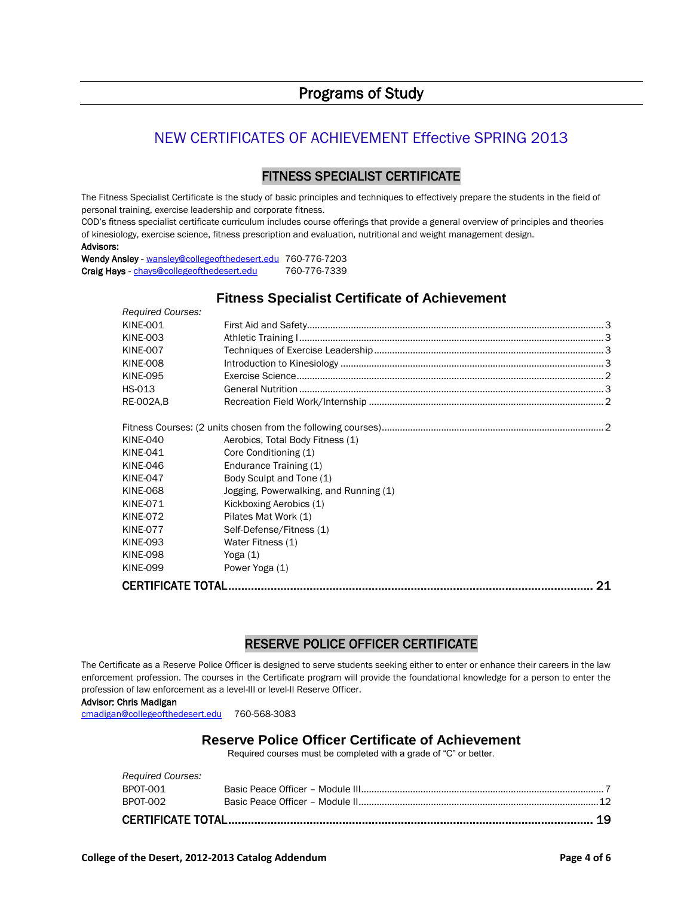# Programs of Study

## NEW CERTIFICATES OF ACHIEVEMENT Effective SPRING 2013

### FITNESS SPECIALIST CERTIFICATE

The Fitness Specialist Certificate is the study of basic principles and techniques to effectively prepare the students in the field of personal training, exercise leadership and corporate fitness.

COD's fitness specialist certificate curriculum includes course offerings that provide a general overview of principles and theories of kinesiology, exercise science, fitness prescription and evaluation, nutritional and weight management design.

**Advisors:**

**Wendy Ansley** - wansley@collegeofthedesert.edu 760-776-7203
**Craig Hays** - chays@collegeofthedesert.edu 760-776-7339

### Fitness Specialist Certificate of Achievement

*Required Courses:*

| Course | Title | Units |
|---|---|---|
| KINE-001 | First Aid and Safety | 3 |
| KINE-003 | Athletic Training I | 3 |
| KINE-007 | Techniques of Exercise Leadership | 3 |
| KINE-008 | Introduction to Kinesiology | 3 |
| KINE-095 | Exercise Science | 2 |
| HS-013 | General Nutrition | 3 |
| RE-002A,B | Recreation Field Work/Internship | 2 |

Fitness Courses: (2 units chosen from the following courses) ........ 2

| Course | Title |
|---|---|
| KINE-040 | Aerobics, Total Body Fitness (1) |
| KINE-041 | Core Conditioning (1) |
| KINE-046 | Endurance Training (1) |
| KINE-047 | Body Sculpt and Tone (1) |
| KINE-068 | Jogging, Powerwalking, and Running (1) |
| KINE-071 | Kickboxing Aerobics (1) |
| KINE-072 | Pilates Mat Work (1) |
| KINE-077 | Self-Defense/Fitness (1) |
| KINE-093 | Water Fitness (1) |
| KINE-098 | Yoga (1) |
| KINE-099 | Power Yoga (1) |

**CERTIFICATE TOTAL ........ 21**

### RESERVE POLICE OFFICER CERTIFICATE

The Certificate as a Reserve Police Officer is designed to serve students seeking either to enter or enhance their careers in the law enforcement profession. The courses in the Certificate program will provide the foundational knowledge for a person to enter the profession of law enforcement as a level-III or level-II Reserve Officer.

**Advisor: Chris Madigan**

cmadigan@collegeofthedesert.edu 760-568-3083

### Reserve Police Officer Certificate of Achievement

Required courses must be completed with a grade of "C" or better.

*Required Courses:*

| Course | Title | Units |
|---|---|---|
| BPOT-001 | Basic Peace Officer – Module III | 7 |
| BPOT-002 | Basic Peace Officer – Module II | 12 |

**CERTIFICATE TOTAL ........ 19**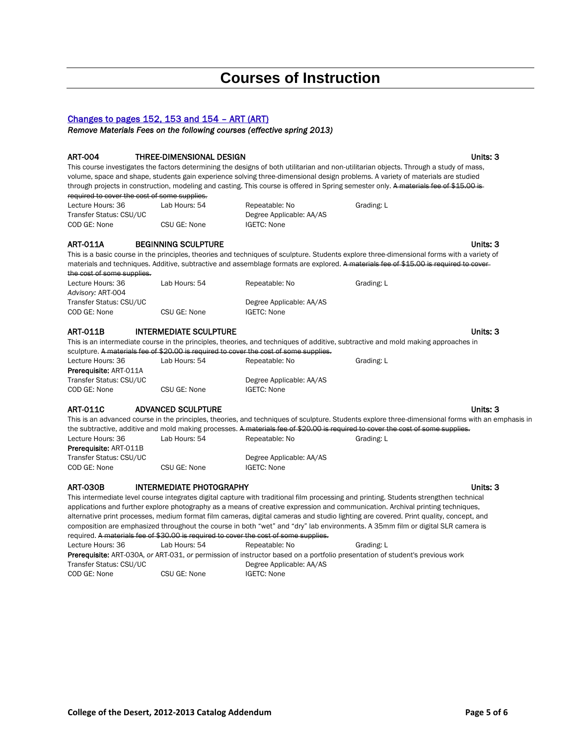# Courses of Instruction

## Changes to pages 152, 153 and 154 – ART (ART)

*Remove Materials Fees on the following courses (effective spring 2013)*

### ART-004 THREE-DIMENSIONAL DESIGN — Units: 3

This course investigates the factors determining the designs of both utilitarian and non-utilitarian objects. Through a study of mass, volume, space and shape, students gain experience solving three-dimensional design problems. A variety of materials are studied through projects in construction, modeling and casting. This course is offered in Spring semester only. ~~A materials fee of $15.00 is required to cover the cost of some supplies.~~

Lecture Hours: 36 | Lab Hours: 54 | Repeatable: No | Grading: L
Transfer Status: CSU/UC | Degree Applicable: AA/AS
COD GE: None | CSU GE: None | IGETC: None

### ART-011A BEGINNING SCULPTURE — Units: 3

This is a basic course in the principles, theories and techniques of sculpture. Students explore three-dimensional forms with a variety of materials and techniques. Additive, subtractive and assemblage formats are explored. ~~A materials fee of $15.00 is required to cover the cost of some supplies.~~

Lecture Hours: 36 | Lab Hours: 54 | Repeatable: No | Grading: L
*Advisory:* ART-004
Transfer Status: CSU/UC | Degree Applicable: AA/AS
COD GE: None | CSU GE: None | IGETC: None

### ART-011B INTERMEDIATE SCULPTURE — Units: 3

This is an intermediate course in the principles, theories, and techniques of additive, subtractive and mold making approaches in sculpture. ~~A materials fee of $20.00 is required to cover the cost of some supplies.~~

Lecture Hours: 36 | Lab Hours: 54 | Repeatable: No | Grading: L
**Prerequisite:** ART-011A
Transfer Status: CSU/UC | Degree Applicable: AA/AS
COD GE: None | CSU GE: None | IGETC: None

### ART-011C ADVANCED SCULPTURE — Units: 3

This is an advanced course in the principles, theories, and techniques of sculpture. Students explore three-dimensional forms with an emphasis in the subtractive, additive and mold making processes. ~~A materials fee of $20.00 is required to cover the cost of some supplies.~~

Lecture Hours: 36 | Lab Hours: 54 | Repeatable: No | Grading: L
**Prerequisite:** ART-011B
Transfer Status: CSU/UC | Degree Applicable: AA/AS
COD GE: None | CSU GE: None | IGETC: None

### ART-030B INTERMEDIATE PHOTOGRAPHY — Units: 3

This intermediate level course integrates digital capture with traditional film processing and printing. Students strengthen technical applications and further explore photography as a means of creative expression and communication. Archival printing techniques, alternative print processes, medium format film cameras, digital cameras and studio lighting are covered. Print quality, concept, and composition are emphasized throughout the course in both "wet" and "dry" lab environments. A 35mm film or digital SLR camera is required. ~~A materials fee of $30.00 is required to cover the cost of some supplies.~~

Lecture Hours: 36 | Lab Hours: 54 | Repeatable: No | Grading: L
**Prerequisite:** ART-030A, *or* ART-031, *or* permission of instructor based on a portfolio presentation of student's previous work
Transfer Status: CSU/UC | Degree Applicable: AA/AS
COD GE: None | CSU GE: None | IGETC: None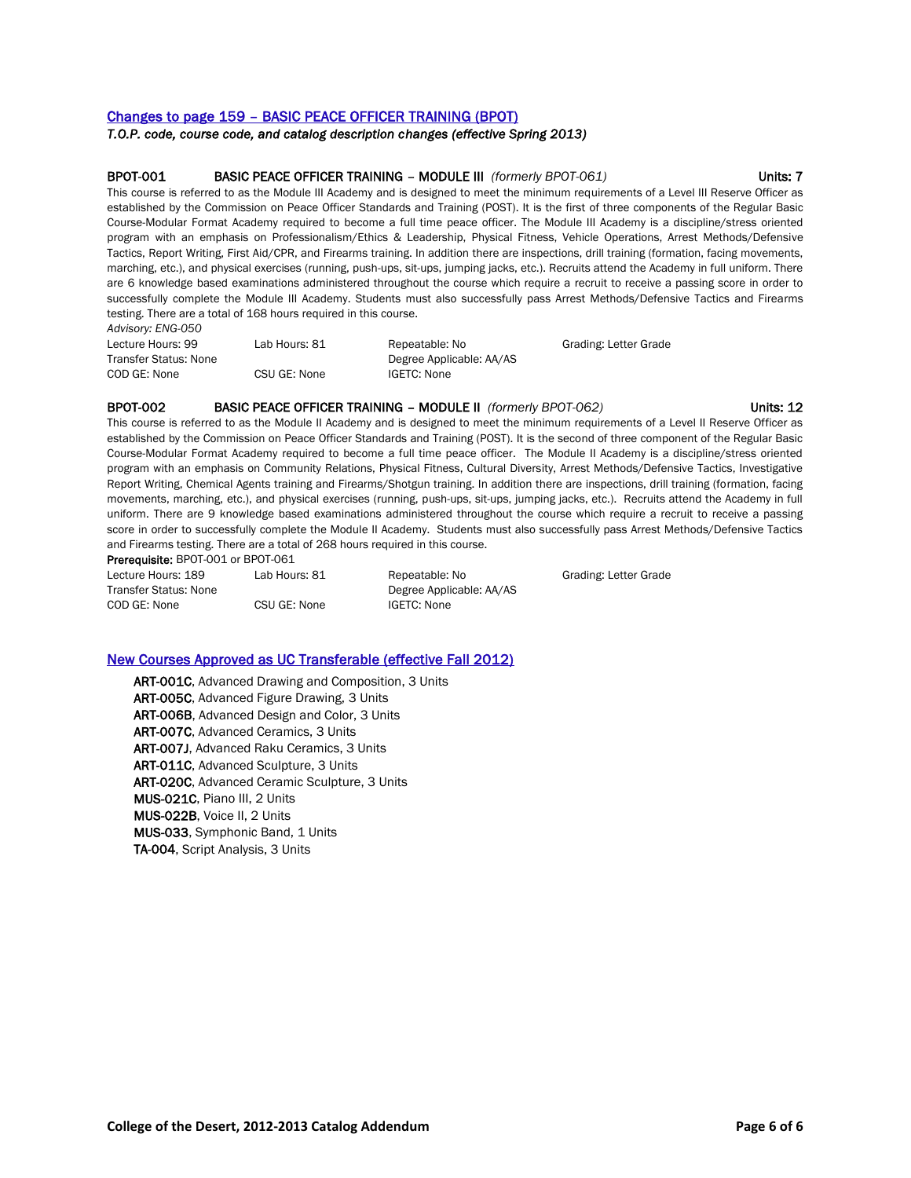## Changes to page 159 – BASIC PEACE OFFICER TRAINING (BPOT)

*T.O.P. code, course code, and catalog description changes (effective Spring 2013)*

**BPOT-001 BASIC PEACE OFFICER TRAINING – MODULE III** *(formerly BPOT-061)* **Units: 7**

This course is referred to as the Module III Academy and is designed to meet the minimum requirements of a Level III Reserve Officer as established by the Commission on Peace Officer Standards and Training (POST). It is the first of three components of the Regular Basic Course-Modular Format Academy required to become a full time peace officer. The Module III Academy is a discipline/stress oriented program with an emphasis on Professionalism/Ethics & Leadership, Physical Fitness, Vehicle Operations, Arrest Methods/Defensive Tactics, Report Writing, First Aid/CPR, and Firearms training. In addition there are inspections, drill training (formation, facing movements, marching, etc.), and physical exercises (running, push-ups, sit-ups, jumping jacks, etc.). Recruits attend the Academy in full uniform. There are 6 knowledge based examinations administered throughout the course which require a recruit to receive a passing score in order to successfully complete the Module III Academy. Students must also successfully pass Arrest Methods/Defensive Tactics and Firearms testing. There are a total of 168 hours required in this course.

*Advisory: ENG-050*

| | | | |
|---|---|---|---|
| Lecture Hours: 99 | Lab Hours: 81 | Repeatable: No | Grading: Letter Grade |
| Transfer Status: None | | Degree Applicable: AA/AS | |
| COD GE: None | CSU GE: None | IGETC: None | |

**BPOT-002 BASIC PEACE OFFICER TRAINING – MODULE II** *(formerly BPOT-062)* **Units: 12**

This course is referred to as the Module II Academy and is designed to meet the minimum requirements of a Level II Reserve Officer as established by the Commission on Peace Officer Standards and Training (POST). It is the second of three component of the Regular Basic Course-Modular Format Academy required to become a full time peace officer. The Module II Academy is a discipline/stress oriented program with an emphasis on Community Relations, Physical Fitness, Cultural Diversity, Arrest Methods/Defensive Tactics, Investigative Report Writing, Chemical Agents training and Firearms/Shotgun training. In addition there are inspections, drill training (formation, facing movements, marching, etc.), and physical exercises (running, push-ups, sit-ups, jumping jacks, etc.). Recruits attend the Academy in full uniform. There are 9 knowledge based examinations administered throughout the course which require a recruit to receive a passing score in order to successfully complete the Module II Academy. Students must also successfully pass Arrest Methods/Defensive Tactics and Firearms testing. There are a total of 268 hours required in this course.

**Prerequisite:** BPOT-001 or BPOT-061

| | | | |
|---|---|---|---|
| Lecture Hours: 189 | Lab Hours: 81 | Repeatable: No | Grading: Letter Grade |
| Transfer Status: None | | Degree Applicable: AA/AS | |
| COD GE: None | CSU GE: None | IGETC: None | |

## New Courses Approved as UC Transferable (effective Fall 2012)

**ART-001C**, Advanced Drawing and Composition, 3 Units
**ART-005C**, Advanced Figure Drawing, 3 Units
**ART-006B**, Advanced Design and Color, 3 Units
**ART-007C**, Advanced Ceramics, 3 Units
**ART-007J**, Advanced Raku Ceramics, 3 Units
**ART-011C**, Advanced Sculpture, 3 Units
**ART-020C**, Advanced Ceramic Sculpture, 3 Units
**MUS-021C**, Piano III, 2 Units
**MUS-022B**, Voice II, 2 Units
**MUS-033**, Symphonic Band, 1 Units
**TA-004**, Script Analysis, 3 Units